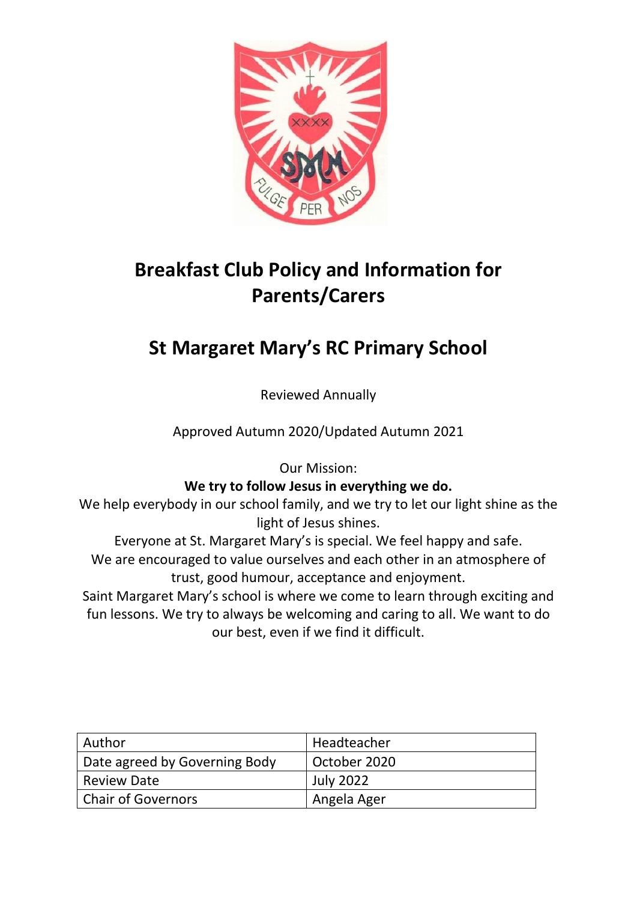# Breakfast Club Policy and Information for Parents/Carers

# St Margaret Mary's RC Primary School

Reviewed Annually

Approved Autumn 2020/Updated Autumn 2021

Our Mission:

**We try to follow Jesus in everything we do.**

We help everybody in our school family, and we try to let our light shine as the light of Jesus shines.

Everyone at St. Margaret Mary's is special. We feel happy and safe.

We are encouraged to value ourselves and each other in an atmosphere of trust, good humour, acceptance and enjoyment.

Saint Margaret Mary's school is where we come to learn through exciting and fun lessons. We try to always be welcoming and caring to all. We want to do our best, even if we find it difficult.

| Author | Headteacher |
|---|---|
| Date agreed by Governing Body | October 2020 |
| Review Date | July 2022 |
| Chair of Governors | Angela Ager |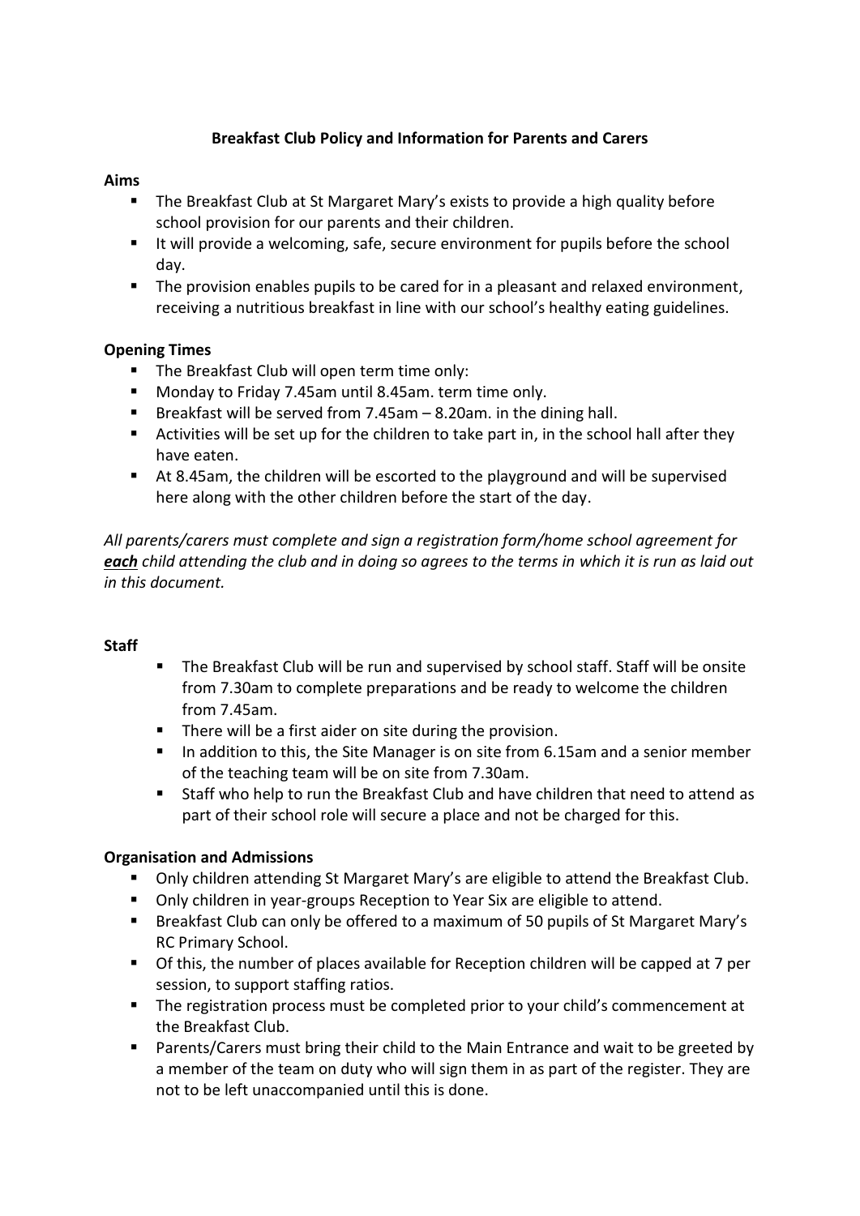# Breakfast Club Policy and Information for Parents and Carers

## Aims

- The Breakfast Club at St Margaret Mary's exists to provide a high quality before school provision for our parents and their children.
- It will provide a welcoming, safe, secure environment for pupils before the school day.
- The provision enables pupils to be cared for in a pleasant and relaxed environment, receiving a nutritious breakfast in line with our school's healthy eating guidelines.

## Opening Times

- The Breakfast Club will open term time only:
- Monday to Friday 7.45am until 8.45am. term time only.
- Breakfast will be served from 7.45am – 8.20am. in the dining hall.
- Activities will be set up for the children to take part in, in the school hall after they have eaten.
- At 8.45am, the children will be escorted to the playground and will be supervised here along with the other children before the start of the day.

*All parents/carers must complete and sign a registration form/home school agreement for* ***each*** *child attending the club and in doing so agrees to the terms in which it is run as laid out in this document.*

## Staff

- The Breakfast Club will be run and supervised by school staff. Staff will be onsite from 7.30am to complete preparations and be ready to welcome the children from 7.45am.
- There will be a first aider on site during the provision.
- In addition to this, the Site Manager is on site from 6.15am and a senior member of the teaching team will be on site from 7.30am.
- Staff who help to run the Breakfast Club and have children that need to attend as part of their school role will secure a place and not be charged for this.

## Organisation and Admissions

- Only children attending St Margaret Mary's are eligible to attend the Breakfast Club.
- Only children in year-groups Reception to Year Six are eligible to attend.
- Breakfast Club can only be offered to a maximum of 50 pupils of St Margaret Mary's RC Primary School.
- Of this, the number of places available for Reception children will be capped at 7 per session, to support staffing ratios.
- The registration process must be completed prior to your child's commencement at the Breakfast Club.
- Parents/Carers must bring their child to the Main Entrance and wait to be greeted by a member of the team on duty who will sign them in as part of the register. They are not to be left unaccompanied until this is done.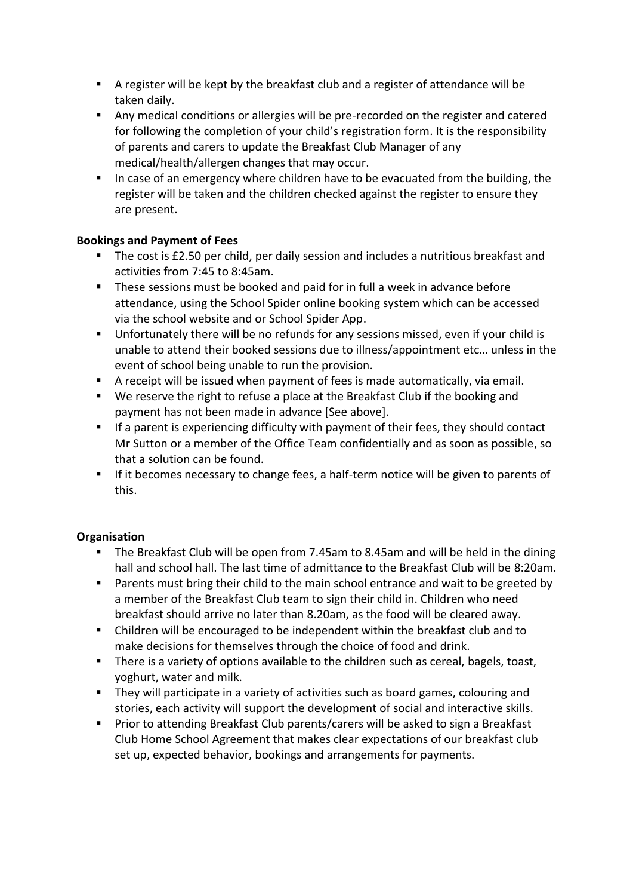- A register will be kept by the breakfast club and a register of attendance will be taken daily.
- Any medical conditions or allergies will be pre-recorded on the register and catered for following the completion of your child's registration form. It is the responsibility of parents and carers to update the Breakfast Club Manager of any medical/health/allergen changes that may occur.
- In case of an emergency where children have to be evacuated from the building, the register will be taken and the children checked against the register to ensure they are present.

**Bookings and Payment of Fees**

- The cost is £2.50 per child, per daily session and includes a nutritious breakfast and activities from 7:45 to 8:45am.
- These sessions must be booked and paid for in full a week in advance before attendance, using the School Spider online booking system which can be accessed via the school website and or School Spider App.
- Unfortunately there will be no refunds for any sessions missed, even if your child is unable to attend their booked sessions due to illness/appointment etc… unless in the event of school being unable to run the provision.
- A receipt will be issued when payment of fees is made automatically, via email.
- We reserve the right to refuse a place at the Breakfast Club if the booking and payment has not been made in advance [See above].
- If a parent is experiencing difficulty with payment of their fees, they should contact Mr Sutton or a member of the Office Team confidentially and as soon as possible, so that a solution can be found.
- If it becomes necessary to change fees, a half-term notice will be given to parents of this.

**Organisation**

- The Breakfast Club will be open from 7.45am to 8.45am and will be held in the dining hall and school hall. The last time of admittance to the Breakfast Club will be 8:20am.
- Parents must bring their child to the main school entrance and wait to be greeted by a member of the Breakfast Club team to sign their child in. Children who need breakfast should arrive no later than 8.20am, as the food will be cleared away.
- Children will be encouraged to be independent within the breakfast club and to make decisions for themselves through the choice of food and drink.
- There is a variety of options available to the children such as cereal, bagels, toast, yoghurt, water and milk.
- They will participate in a variety of activities such as board games, colouring and stories, each activity will support the development of social and interactive skills.
- Prior to attending Breakfast Club parents/carers will be asked to sign a Breakfast Club Home School Agreement that makes clear expectations of our breakfast club set up, expected behavior, bookings and arrangements for payments.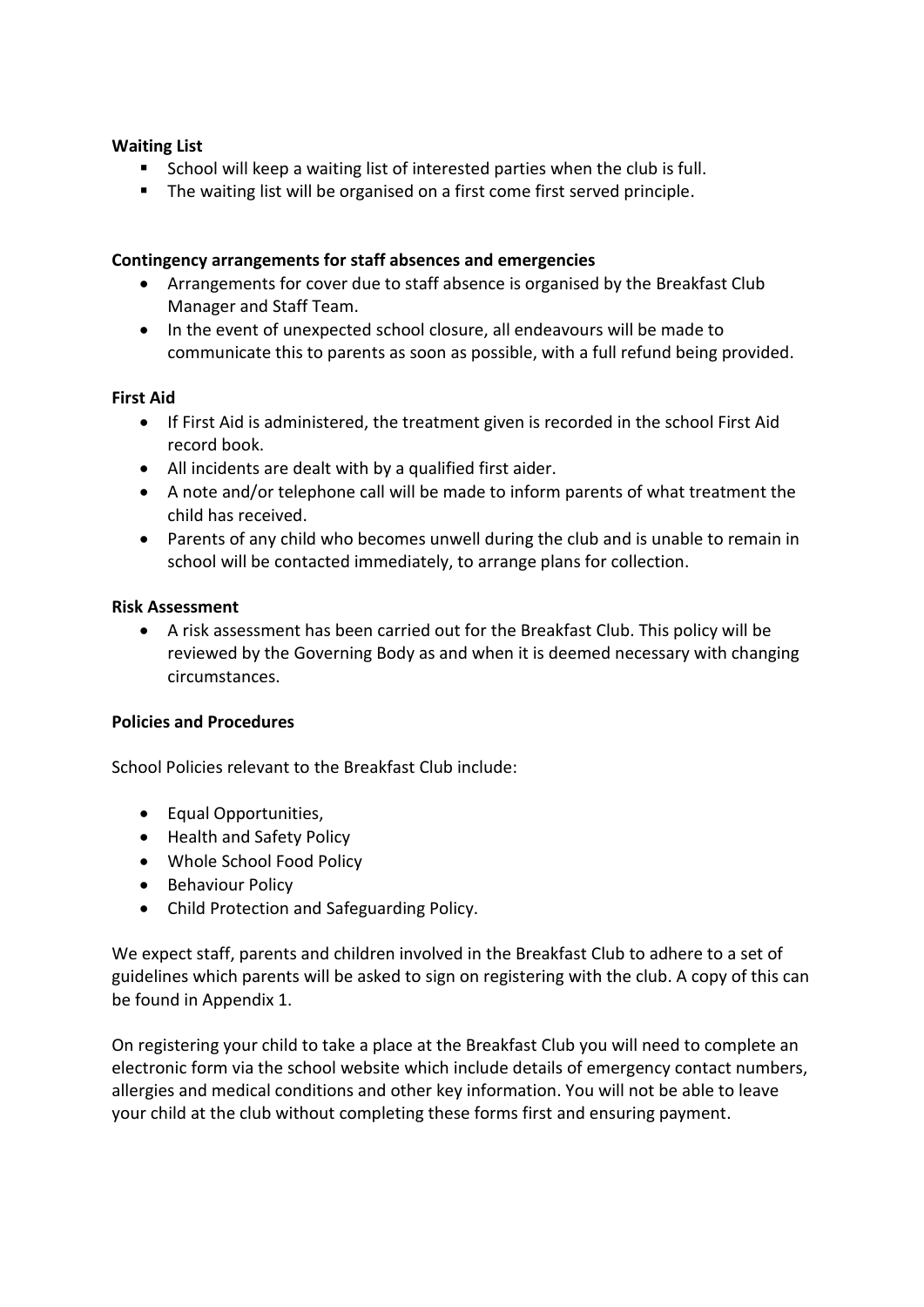**Waiting List**

- School will keep a waiting list of interested parties when the club is full.
- The waiting list will be organised on a first come first served principle.

**Contingency arrangements for staff absences and emergencies**

- Arrangements for cover due to staff absence is organised by the Breakfast Club Manager and Staff Team.
- In the event of unexpected school closure, all endeavours will be made to communicate this to parents as soon as possible, with a full refund being provided.

**First Aid**

- If First Aid is administered, the treatment given is recorded in the school First Aid record book.
- All incidents are dealt with by a qualified first aider.
- A note and/or telephone call will be made to inform parents of what treatment the child has received.
- Parents of any child who becomes unwell during the club and is unable to remain in school will be contacted immediately, to arrange plans for collection.

**Risk Assessment**

- A risk assessment has been carried out for the Breakfast Club. This policy will be reviewed by the Governing Body as and when it is deemed necessary with changing circumstances.

**Policies and Procedures**

School Policies relevant to the Breakfast Club include:

- Equal Opportunities,
- Health and Safety Policy
- Whole School Food Policy
- Behaviour Policy
- Child Protection and Safeguarding Policy.

We expect staff, parents and children involved in the Breakfast Club to adhere to a set of guidelines which parents will be asked to sign on registering with the club. A copy of this can be found in Appendix 1.

On registering your child to take a place at the Breakfast Club you will need to complete an electronic form via the school website which include details of emergency contact numbers, allergies and medical conditions and other key information. You will not be able to leave your child at the club without completing these forms first and ensuring payment.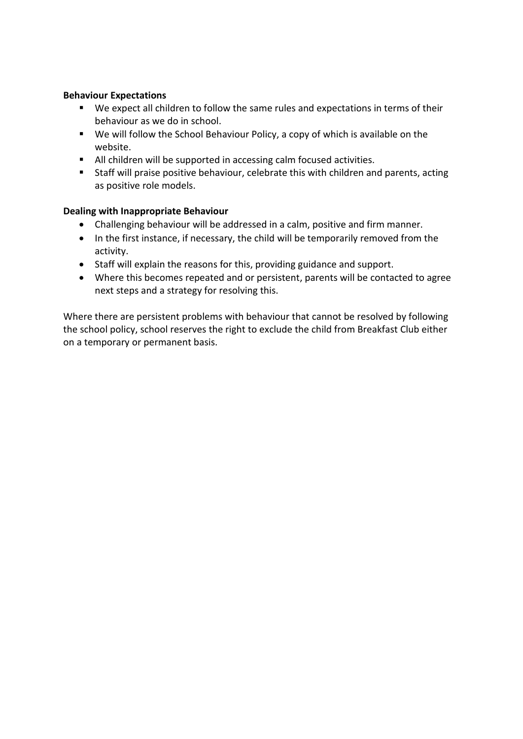**Behaviour Expectations**

- We expect all children to follow the same rules and expectations in terms of their behaviour as we do in school.
- We will follow the School Behaviour Policy, a copy of which is available on the website.
- All children will be supported in accessing calm focused activities.
- Staff will praise positive behaviour, celebrate this with children and parents, acting as positive role models.

**Dealing with Inappropriate Behaviour**

- Challenging behaviour will be addressed in a calm, positive and firm manner.
- In the first instance, if necessary, the child will be temporarily removed from the activity.
- Staff will explain the reasons for this, providing guidance and support.
- Where this becomes repeated and or persistent, parents will be contacted to agree next steps and a strategy for resolving this.

Where there are persistent problems with behaviour that cannot be resolved by following the school policy, school reserves the right to exclude the child from Breakfast Club either on a temporary or permanent basis.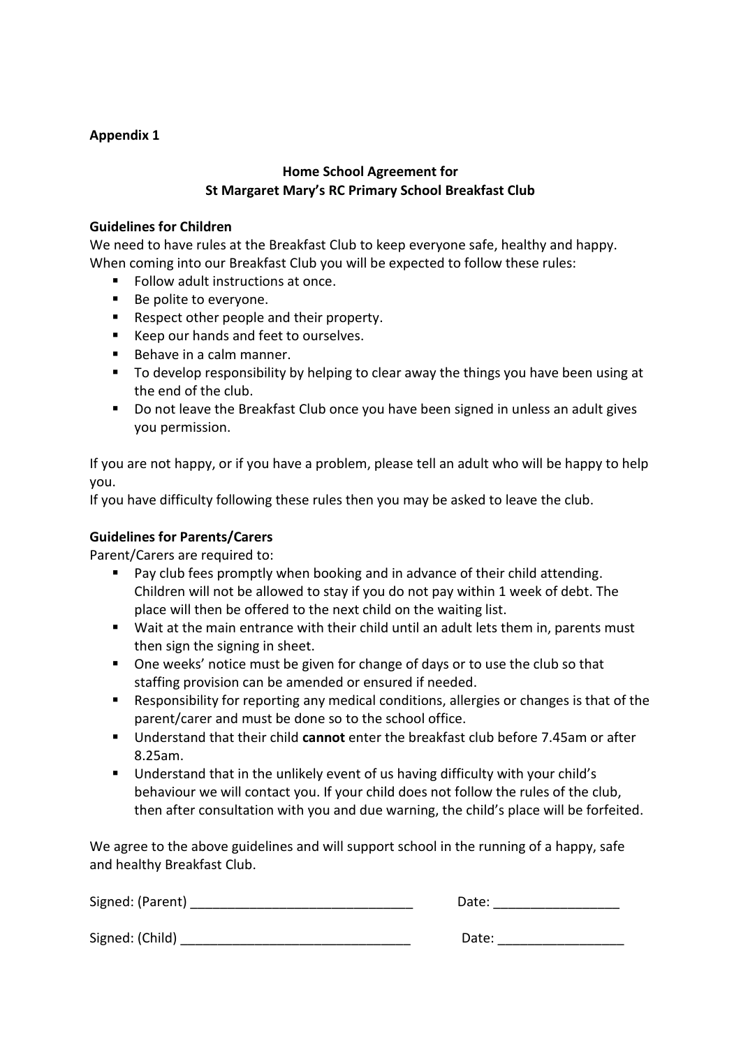**Appendix 1**

**Home School Agreement for**
**St Margaret Mary's RC Primary School Breakfast Club**

**Guidelines for Children**

We need to have rules at the Breakfast Club to keep everyone safe, healthy and happy. When coming into our Breakfast Club you will be expected to follow these rules:

- Follow adult instructions at once.
- Be polite to everyone.
- Respect other people and their property.
- Keep our hands and feet to ourselves.
- Behave in a calm manner.
- To develop responsibility by helping to clear away the things you have been using at the end of the club.
- Do not leave the Breakfast Club once you have been signed in unless an adult gives you permission.

If you are not happy, or if you have a problem, please tell an adult who will be happy to help you.

If you have difficulty following these rules then you may be asked to leave the club.

**Guidelines for Parents/Carers**

Parent/Carers are required to:

- Pay club fees promptly when booking and in advance of their child attending. Children will not be allowed to stay if you do not pay within 1 week of debt. The place will then be offered to the next child on the waiting list.
- Wait at the main entrance with their child until an adult lets them in, parents must then sign the signing in sheet.
- One weeks' notice must be given for change of days or to use the club so that staffing provision can be amended or ensured if needed.
- Responsibility for reporting any medical conditions, allergies or changes is that of the parent/carer and must be done so to the school office.
- Understand that their child **cannot** enter the breakfast club before 7.45am or after 8.25am.
- Understand that in the unlikely event of us having difficulty with your child's behaviour we will contact you. If your child does not follow the rules of the club, then after consultation with you and due warning, the child's place will be forfeited.

We agree to the above guidelines and will support school in the running of a happy, safe and healthy Breakfast Club.

Signed: (Parent) ______________________________ Date: _________________

Signed: (Child) _______________________________ Date: _________________